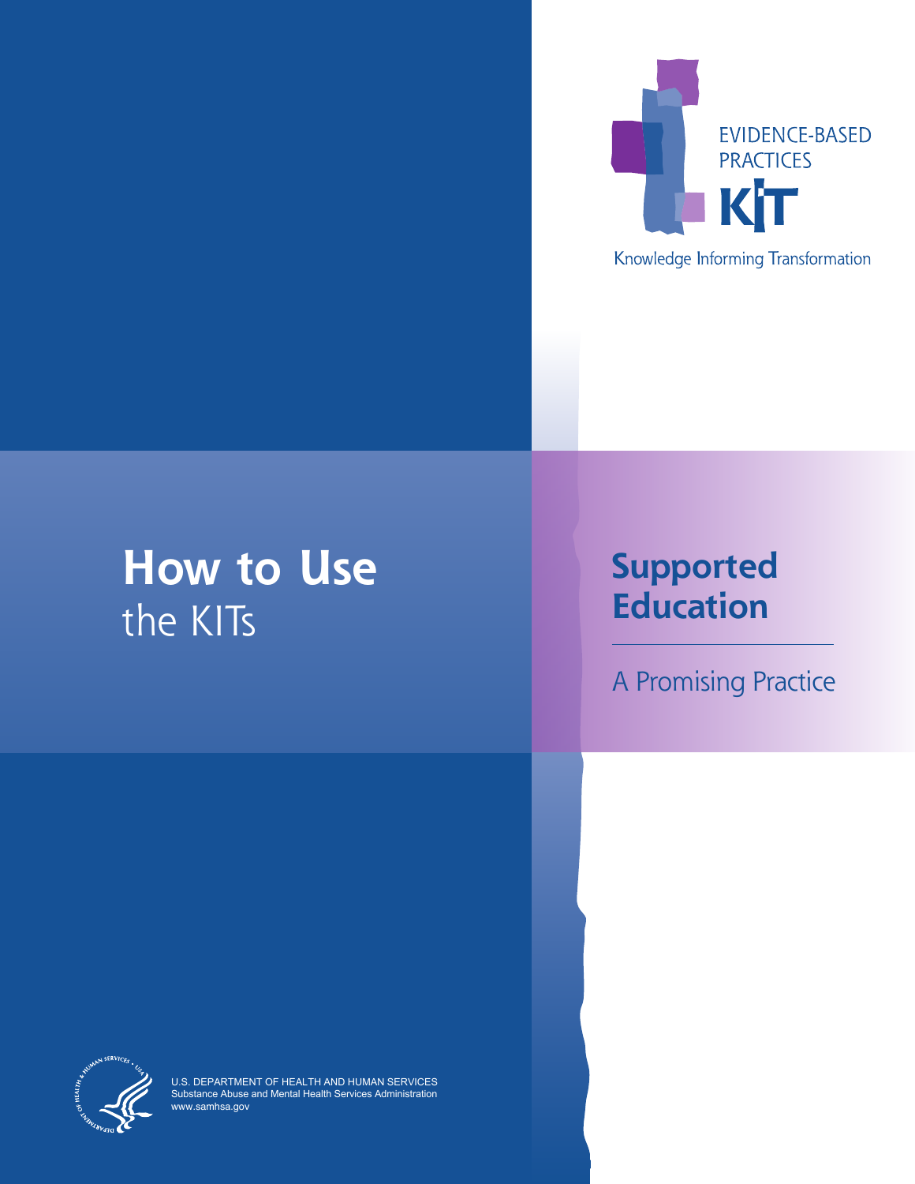EVIDENCE-BASED PRACTICES

KIT

Knowledge Informing Transformation

# How to Use the KITs

# Supported Education

## A Promising Practice

U.S. DEPARTMENT OF HEALTH AND HUMAN SERVICES
Substance Abuse and Mental Health Services Administration
www.samhsa.gov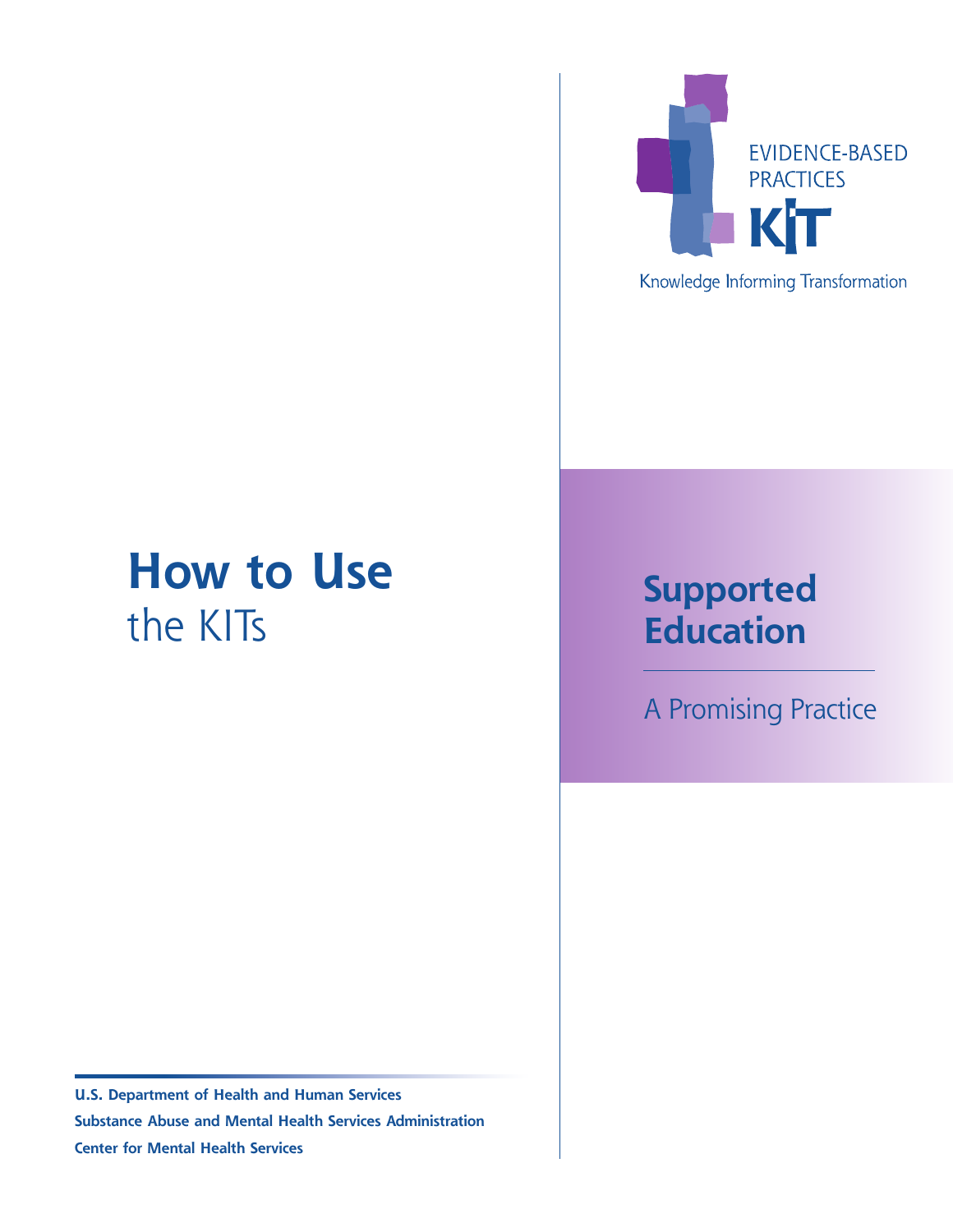EVIDENCE-BASED PRACTICES

KIT

Knowledge Informing Transformation

# How to Use the KITs

## Supported Education

A Promising Practice

**U.S. Department of Health and Human Services**
**Substance Abuse and Mental Health Services Administration**
**Center for Mental Health Services**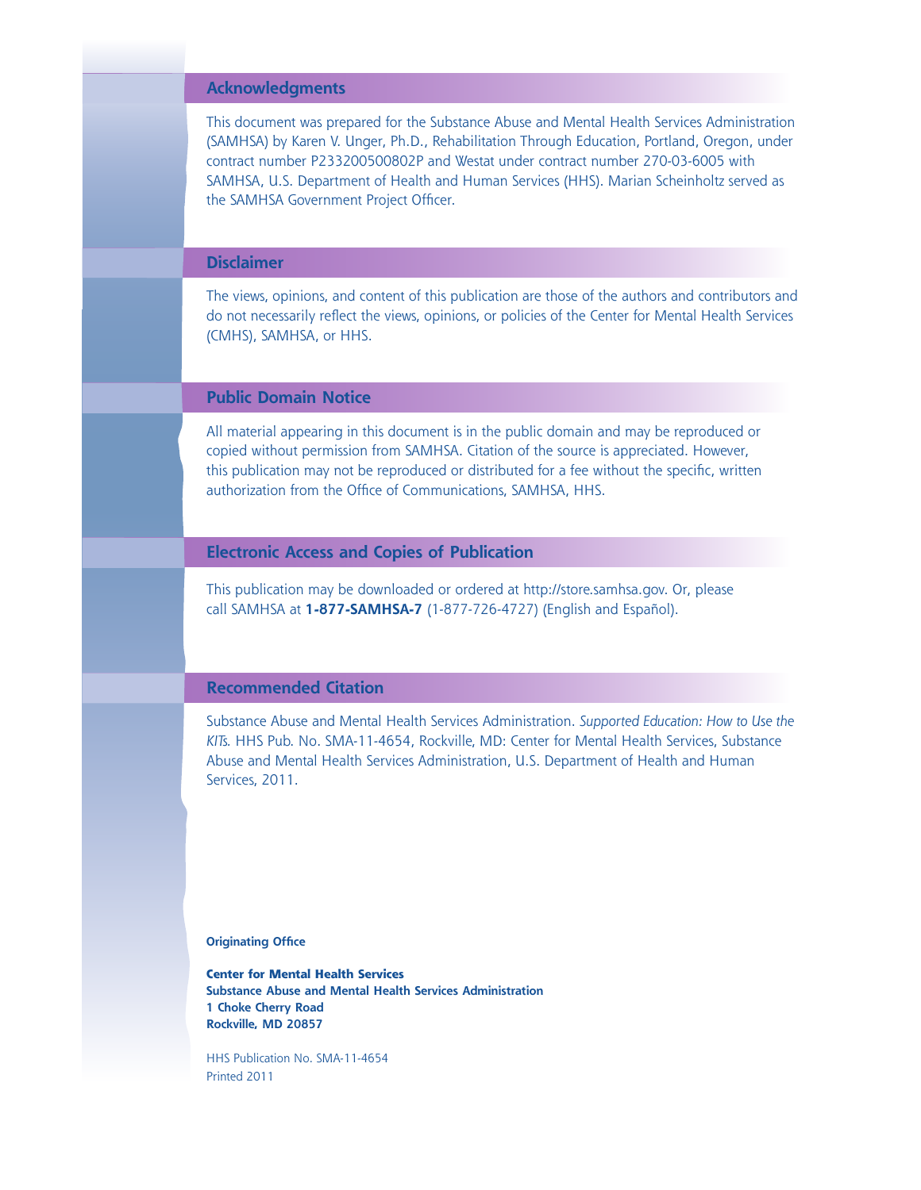## Acknowledgments

This document was prepared for the Substance Abuse and Mental Health Services Administration (SAMHSA) by Karen V. Unger, Ph.D., Rehabilitation Through Education, Portland, Oregon, under contract number P233200500802P and Westat under contract number 270-03-6005 with SAMHSA, U.S. Department of Health and Human Services (HHS). Marian Scheinholtz served as the SAMHSA Government Project Officer.

## Disclaimer

The views, opinions, and content of this publication are those of the authors and contributors and do not necessarily reflect the views, opinions, or policies of the Center for Mental Health Services (CMHS), SAMHSA, or HHS.

## Public Domain Notice

All material appearing in this document is in the public domain and may be reproduced or copied without permission from SAMHSA. Citation of the source is appreciated. However, this publication may not be reproduced or distributed for a fee without the specific, written authorization from the Office of Communications, SAMHSA, HHS.

## Electronic Access and Copies of Publication

This publication may be downloaded or ordered at http://store.samhsa.gov. Or, please call SAMHSA at **1-877-SAMHSA-7** (1-877-726-4727) (English and Español).

## Recommended Citation

Substance Abuse and Mental Health Services Administration. *Supported Education: How to Use the KITs.* HHS Pub. No. SMA-11-4654, Rockville, MD: Center for Mental Health Services, Substance Abuse and Mental Health Services Administration, U.S. Department of Health and Human Services, 2011.

**Originating Office**

**Center for Mental Health Services**
**Substance Abuse and Mental Health Services Administration**
**1 Choke Cherry Road**
**Rockville, MD 20857**

HHS Publication No. SMA-11-4654
Printed 2011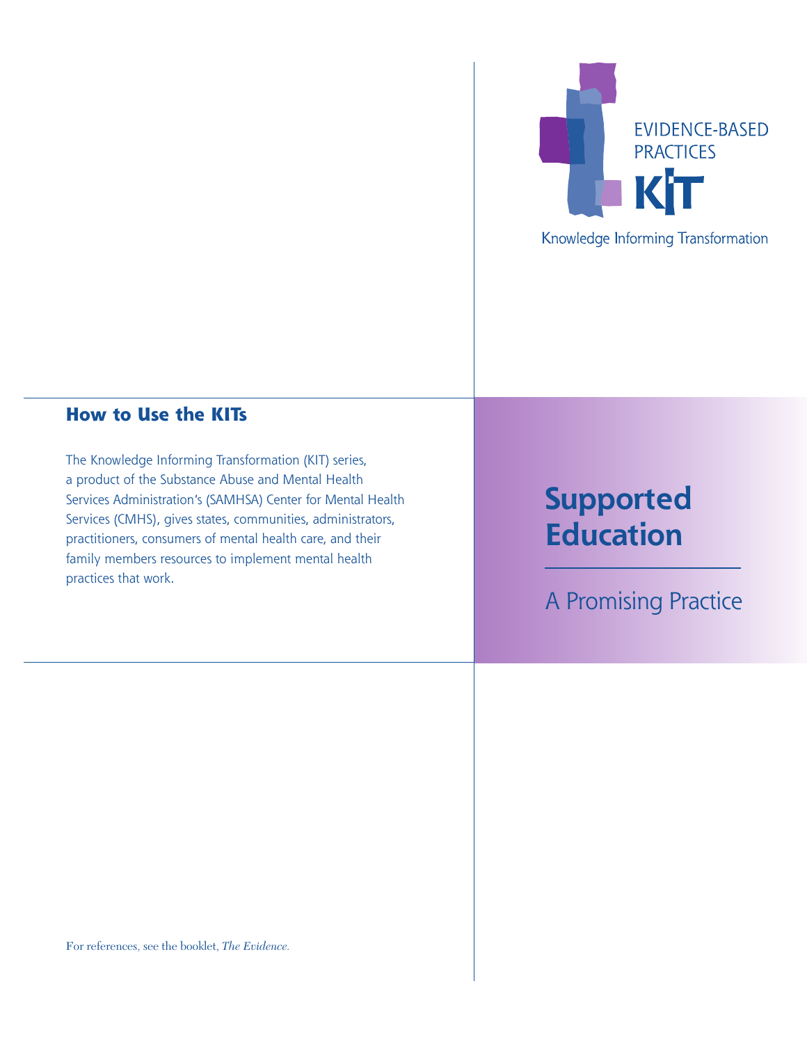EVIDENCE-BASED PRACTICES

KIT

Knowledge Informing Transformation

## How to Use the KITs

The Knowledge Informing Transformation (KIT) series, a product of the Substance Abuse and Mental Health Services Administration's (SAMHSA) Center for Mental Health Services (CMHS), gives states, communities, administrators, practitioners, consumers of mental health care, and their family members resources to implement mental health practices that work.

# Supported Education

## A Promising Practice

For references, see the booklet, *The Evidence.*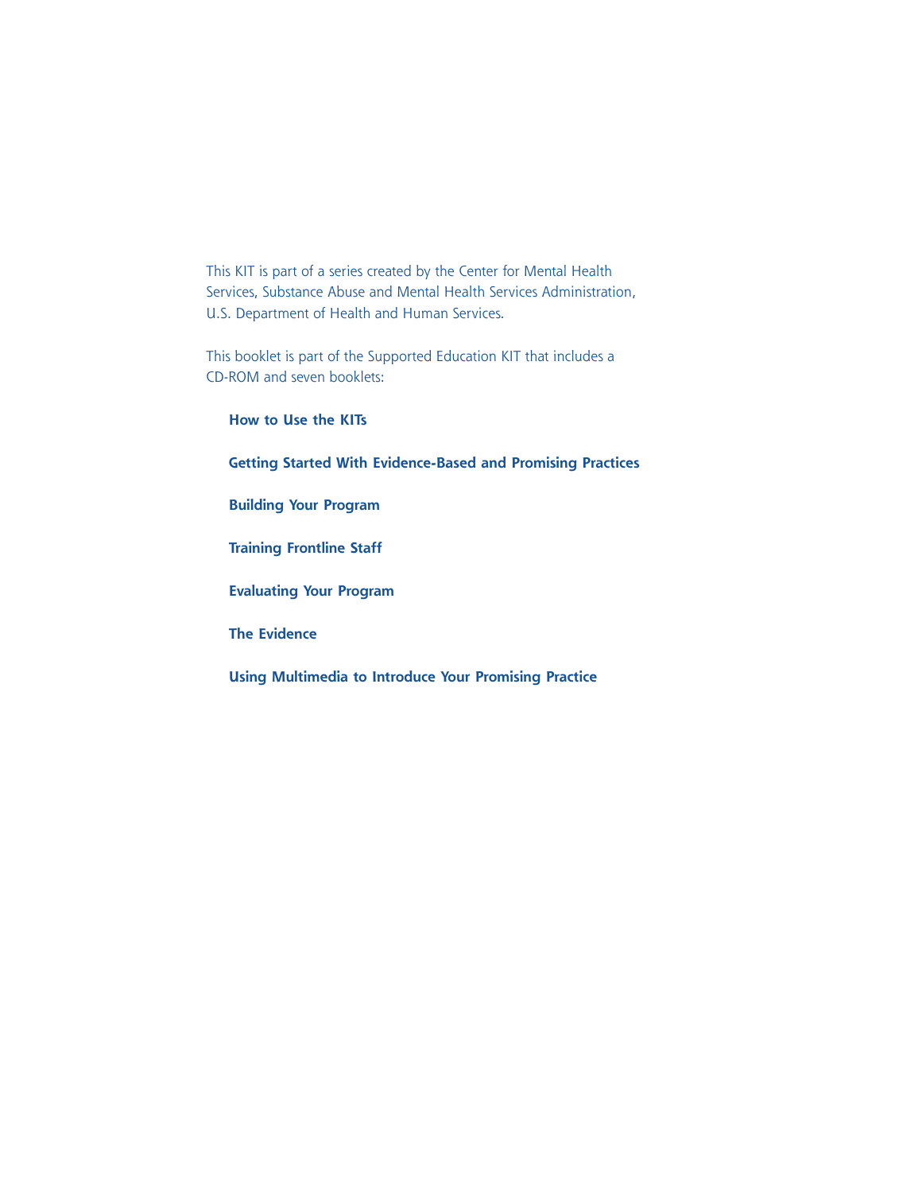This KIT is part of a series created by the Center for Mental Health Services, Substance Abuse and Mental Health Services Administration, U.S. Department of Health and Human Services.

This booklet is part of the Supported Education KIT that includes a CD-ROM and seven booklets:

- **How to Use the KITs**
- **Getting Started With Evidence-Based and Promising Practices**
- **Building Your Program**
- **Training Frontline Staff**
- **Evaluating Your Program**
- **The Evidence**
- **Using Multimedia to Introduce Your Promising Practice**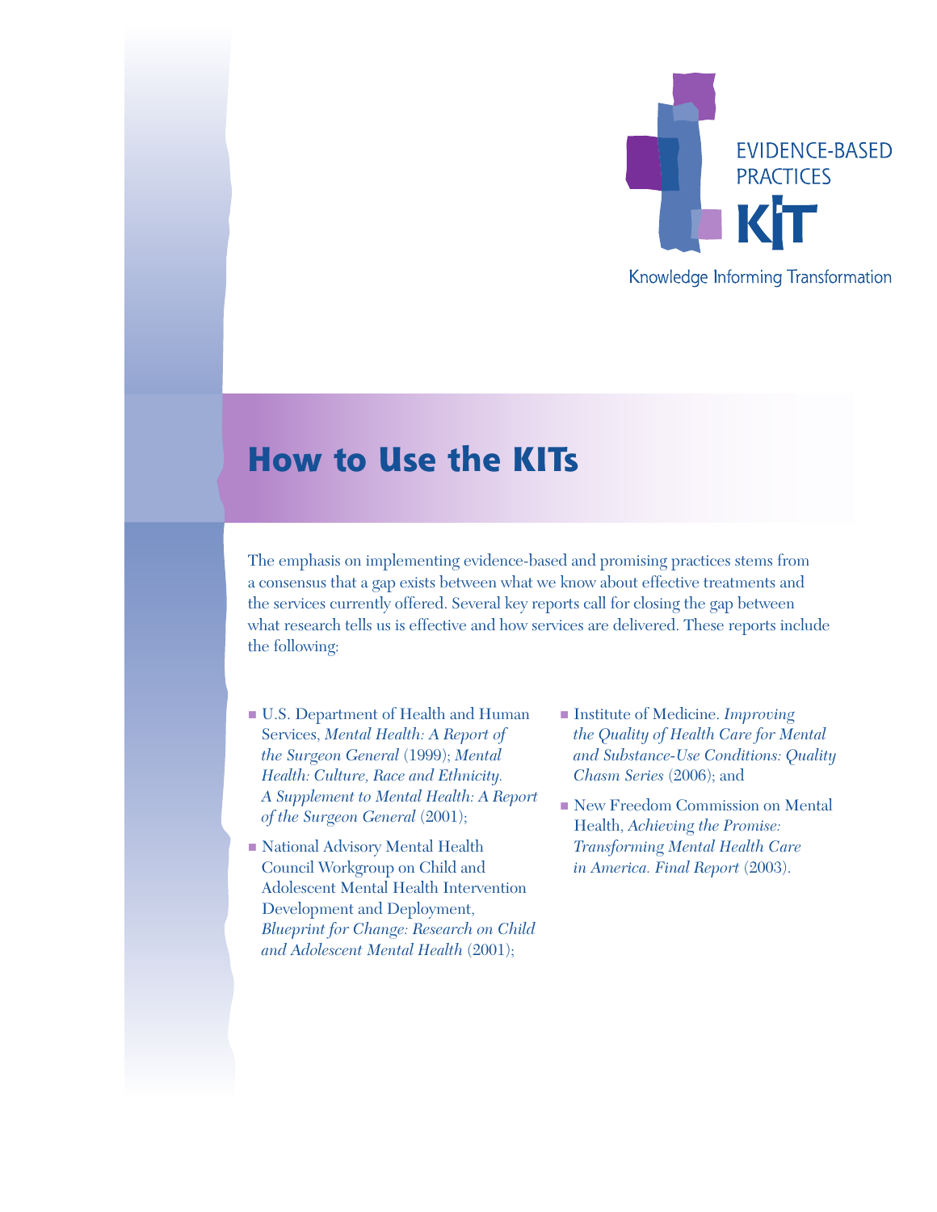EVIDENCE-BASED PRACTICES KIT

Knowledge Informing Transformation

# How to Use the KITs

The emphasis on implementing evidence-based and promising practices stems from a consensus that a gap exists between what we know about effective treatments and the services currently offered. Several key reports call for closing the gap between what research tells us is effective and how services are delivered. These reports include the following:

- U.S. Department of Health and Human Services, *Mental Health: A Report of the Surgeon General* (1999); *Mental Health: Culture, Race and Ethnicity. A Supplement to Mental Health: A Report of the Surgeon General* (2001);
- National Advisory Mental Health Council Workgroup on Child and Adolescent Mental Health Intervention Development and Deployment, *Blueprint for Change: Research on Child and Adolescent Mental Health* (2001);
- Institute of Medicine. *Improving the Quality of Health Care for Mental and Substance-Use Conditions: Quality Chasm Series* (2006); and
- New Freedom Commission on Mental Health, *Achieving the Promise: Transforming Mental Health Care in America. Final Report* (2003).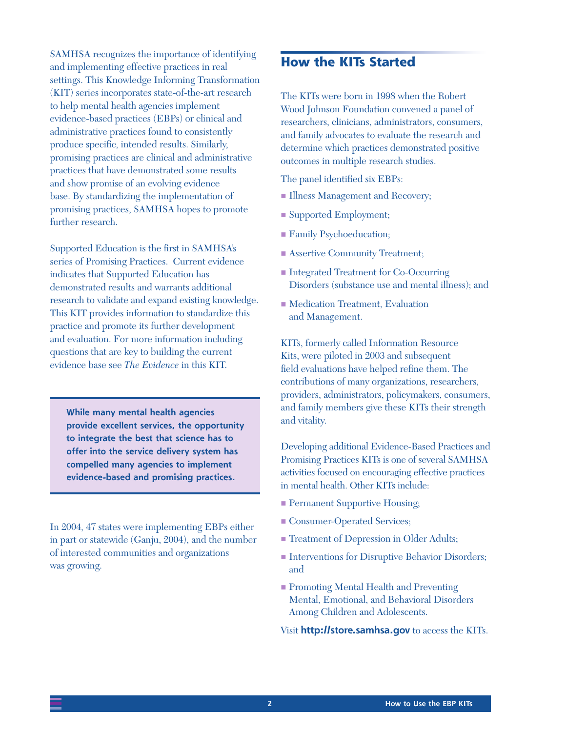SAMHSA recognizes the importance of identifying and implementing effective practices in real settings. This Knowledge Informing Transformation (KIT) series incorporates state-of-the-art research to help mental health agencies implement evidence-based practices (EBPs) or clinical and administrative practices found to consistently produce specific, intended results. Similarly, promising practices are clinical and administrative practices that have demonstrated some results and show promise of an evolving evidence base. By standardizing the implementation of promising practices, SAMHSA hopes to promote further research.

Supported Education is the first in SAMHSA's series of Promising Practices. Current evidence indicates that Supported Education has demonstrated results and warrants additional research to validate and expand existing knowledge. This KIT provides information to standardize this practice and promote its further development and evaluation. For more information including questions that are key to building the current evidence base see *The Evidence* in this KIT.

**While many mental health agencies provide excellent services, the opportunity to integrate the best that science has to offer into the service delivery system has compelled many agencies to implement evidence-based and promising practices.**

In 2004, 47 states were implementing EBPs either in part or statewide (Ganju, 2004), and the number of interested communities and organizations was growing.

## How the KITs Started

The KITs were born in 1998 when the Robert Wood Johnson Foundation convened a panel of researchers, clinicians, administrators, consumers, and family advocates to evaluate the research and determine which practices demonstrated positive outcomes in multiple research studies.

The panel identified six EBPs:

- Illness Management and Recovery;
- Supported Employment;
- Family Psychoeducation;
- Assertive Community Treatment;
- Integrated Treatment for Co-Occurring Disorders (substance use and mental illness); and
- Medication Treatment, Evaluation and Management.

KITs, formerly called Information Resource Kits, were piloted in 2003 and subsequent field evaluations have helped refine them. The contributions of many organizations, researchers, providers, administrators, policymakers, consumers, and family members give these KITs their strength and vitality.

Developing additional Evidence-Based Practices and Promising Practices KITs is one of several SAMHSA activities focused on encouraging effective practices in mental health. Other KITs include:

- Permanent Supportive Housing;
- Consumer-Operated Services;
- Treatment of Depression in Older Adults;
- Interventions for Disruptive Behavior Disorders; and
- Promoting Mental Health and Preventing Mental, Emotional, and Behavioral Disorders Among Children and Adolescents.

Visit **http://store.samhsa.gov** to access the KITs.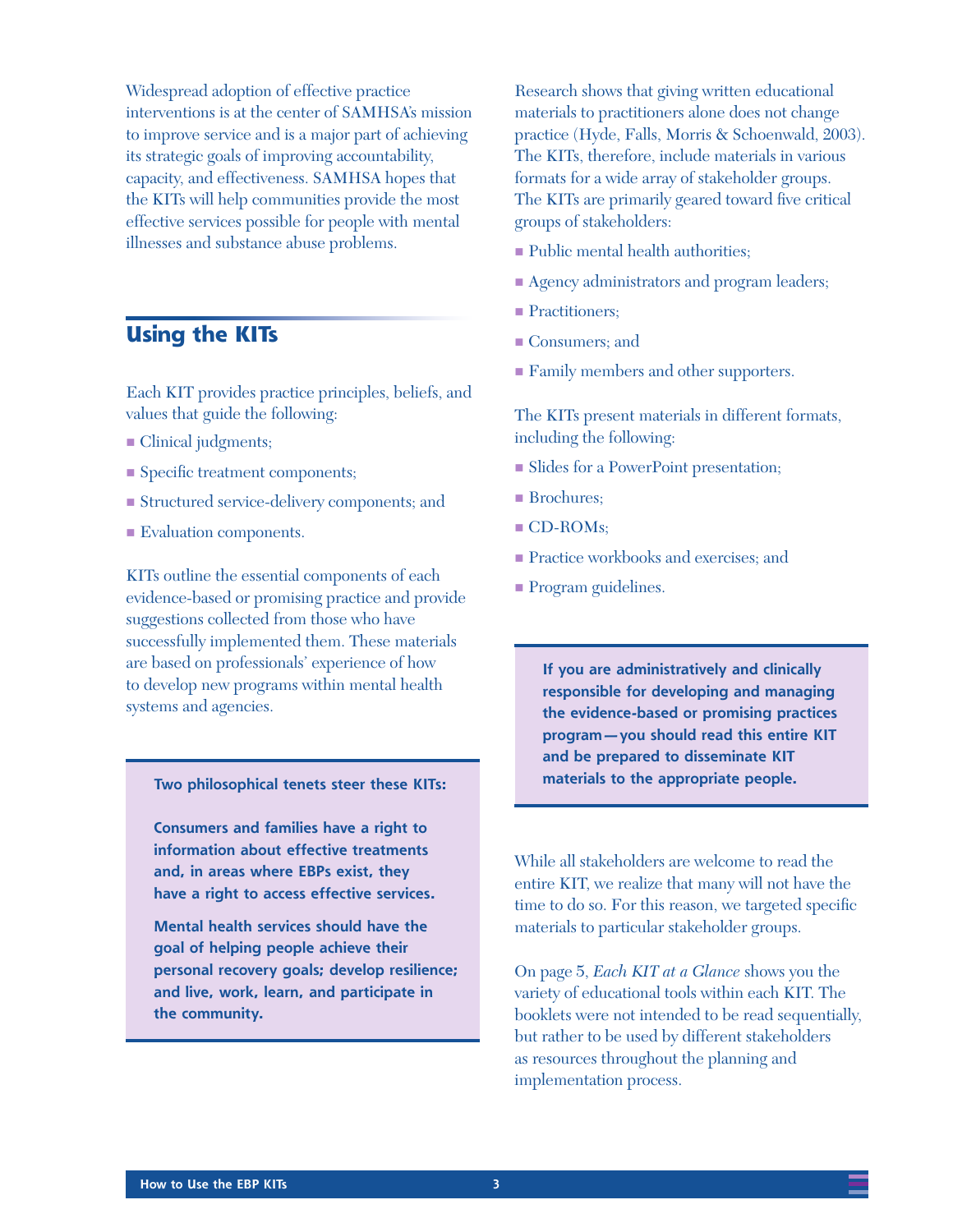Widespread adoption of effective practice interventions is at the center of SAMHSA's mission to improve service and is a major part of achieving its strategic goals of improving accountability, capacity, and effectiveness. SAMHSA hopes that the KITs will help communities provide the most effective services possible for people with mental illnesses and substance abuse problems.

## Using the KITs

Each KIT provides practice principles, beliefs, and values that guide the following:

- Clinical judgments;
- Specific treatment components;
- Structured service-delivery components; and
- Evaluation components.

KITs outline the essential components of each evidence-based or promising practice and provide suggestions collected from those who have successfully implemented them. These materials are based on professionals' experience of how to develop new programs within mental health systems and agencies.

> **Two philosophical tenets steer these KITs:**
>
> **Consumers and families have a right to information about effective treatments and, in areas where EBPs exist, they have a right to access effective services.**
>
> **Mental health services should have the goal of helping people achieve their personal recovery goals; develop resilience; and live, work, learn, and participate in the community.**

Research shows that giving written educational materials to practitioners alone does not change practice (Hyde, Falls, Morris & Schoenwald, 2003). The KITs, therefore, include materials in various formats for a wide array of stakeholder groups. The KITs are primarily geared toward five critical groups of stakeholders:

- Public mental health authorities;
- Agency administrators and program leaders;
- Practitioners;
- Consumers; and
- Family members and other supporters.

The KITs present materials in different formats, including the following:

- Slides for a PowerPoint presentation;
- Brochures;
- CD-ROMs;
- Practice workbooks and exercises; and
- Program guidelines.

> **If you are administratively and clinically responsible for developing and managing the evidence-based or promising practices program—you should read this entire KIT and be prepared to disseminate KIT materials to the appropriate people.**

While all stakeholders are welcome to read the entire KIT, we realize that many will not have the time to do so. For this reason, we targeted specific materials to particular stakeholder groups.

On page 5, *Each KIT at a Glance* shows you the variety of educational tools within each KIT. The booklets were not intended to be read sequentially, but rather to be used by different stakeholders as resources throughout the planning and implementation process.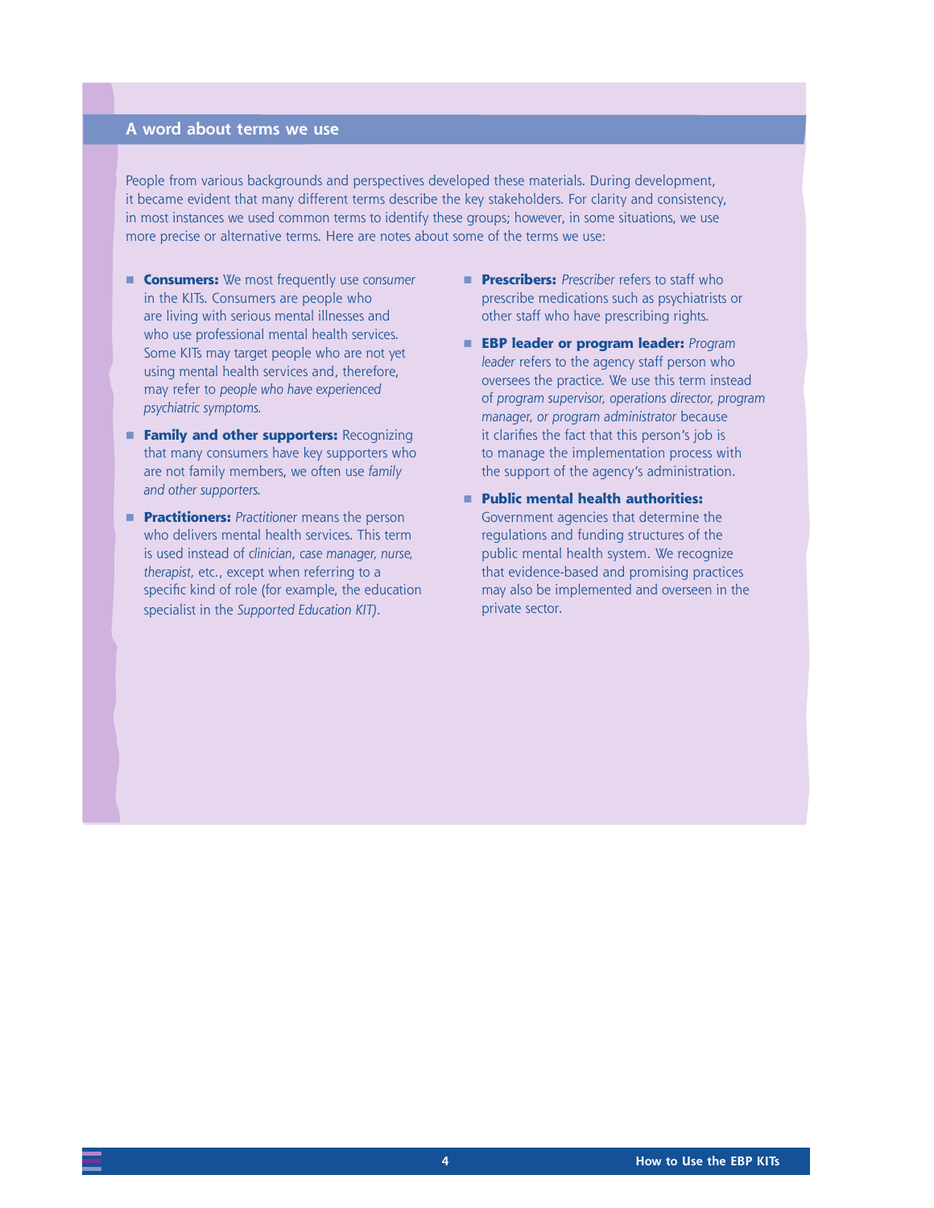## A word about terms we use

People from various backgrounds and perspectives developed these materials. During development, it became evident that many different terms describe the key stakeholders. For clarity and consistency, in most instances we used common terms to identify these groups; however, in some situations, we use more precise or alternative terms. Here are notes about some of the terms we use:

- **Consumers:** We most frequently use *consumer* in the KITs. Consumers are people who are living with serious mental illnesses and who use professional mental health services. Some KITs may target people who are not yet using mental health services and, therefore, may refer to *people who have experienced psychiatric symptoms.*
- **Family and other supporters:** Recognizing that many consumers have key supporters who are not family members, we often use *family and other supporters.*
- **Practitioners:** *Practitioner* means the person who delivers mental health services. This term is used instead of *clinician, case manager, nurse, therapist*, etc., except when referring to a specific kind of role (for example, the education specialist in the *Supported Education KIT)*.
- **Prescribers:** *Prescriber* refers to staff who prescribe medications such as psychiatrists or other staff who have prescribing rights.
- **EBP leader or program leader:** *Program leader* refers to the agency staff person who oversees the practice. We use this term instead of *program supervisor, operations director, program manager, or program administrator* because it clarifies the fact that this person's job is to manage the implementation process with the support of the agency's administration.
- **Public mental health authorities:** Government agencies that determine the regulations and funding structures of the public mental health system. We recognize that evidence-based and promising practices may also be implemented and overseen in the private sector.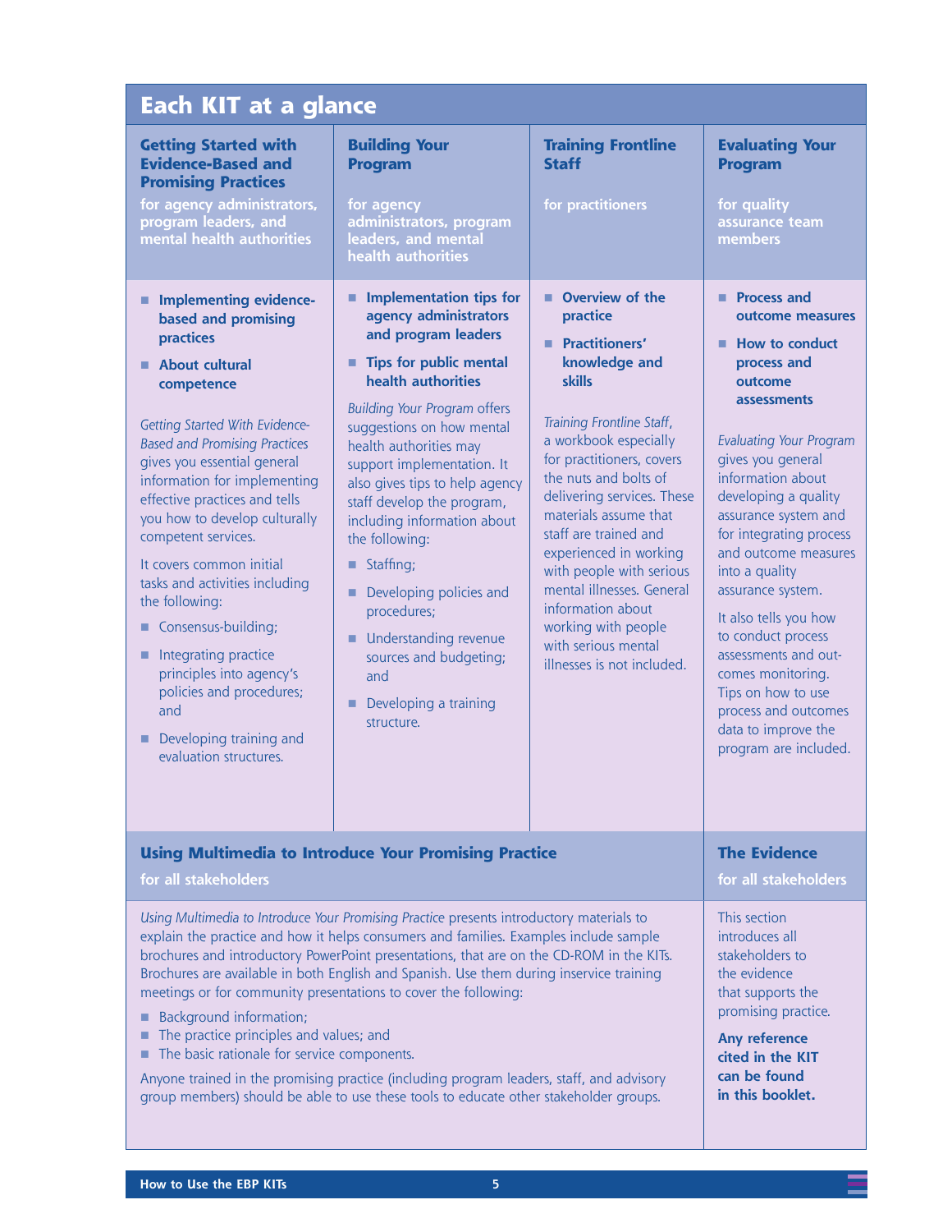## Each KIT at a glance

### Getting Started with Evidence-Based and Promising Practices

**for agency administrators, program leaders, and mental health authorities**

- **Implementing evidence-based and promising practices**
- **About cultural competence**

*Getting Started With Evidence-Based and Promising Practices* gives you essential general information for implementing effective practices and tells you how to develop culturally competent services.

It covers common initial tasks and activities including the following:

- Consensus-building;
- Integrating practice principles into agency's policies and procedures; and
- Developing training and evaluation structures.

### Building Your Program

**for agency administrators, program leaders, and mental health authorities**

- **Implementation tips for agency administrators and program leaders**
- **Tips for public mental health authorities**

*Building Your Program* offers suggestions on how mental health authorities may support implementation. It also gives tips to help agency staff develop the program, including information about the following:

- Staffing;
- Developing policies and procedures;
- Understanding revenue sources and budgeting; and
- Developing a training structure.

### Training Frontline Staff

**for practitioners**

- **Overview of the practice**
- **Practitioners' knowledge and skills**

*Training Frontline Staff*, a workbook especially for practitioners, covers the nuts and bolts of delivering services. These materials assume that staff are trained and experienced in working with people with serious mental illnesses. General information about working with people with serious mental illnesses is not included.

### Evaluating Your Program

**for quality assurance team members**

- **Process and outcome measures**
- **How to conduct process and outcome assessments**

*Evaluating Your Program* gives you general information about developing a quality assurance system and for integrating process and outcome measures into a quality assurance system.

It also tells you how to conduct process assessments and outcomes monitoring. Tips on how to use process and outcomes data to improve the program are included.

### Using Multimedia to Introduce Your Promising Practice

**for all stakeholders**

*Using Multimedia to Introduce Your Promising Practice* presents introductory materials to explain the practice and how it helps consumers and families. Examples include sample brochures and introductory PowerPoint presentations, that are on the CD-ROM in the KITs. Brochures are available in both English and Spanish. Use them during inservice training meetings or for community presentations to cover the following:

- Background information;
- The practice principles and values; and
- The basic rationale for service components.

Anyone trained in the promising practice (including program leaders, staff, and advisory group members) should be able to use these tools to educate other stakeholder groups.

### The Evidence

**for all stakeholders**

This section introduces all stakeholders to the evidence that supports the promising practice.

**Any reference cited in the KIT can be found in this booklet.**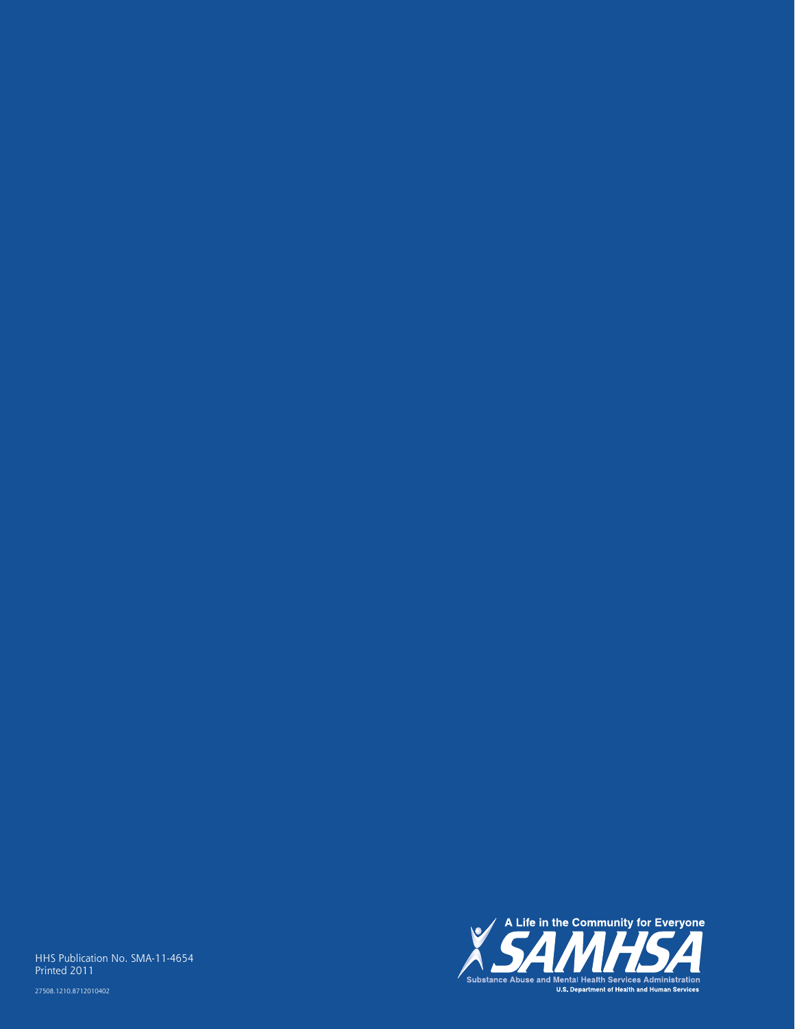HHS Publication No. SMA-11-4654
Printed 2011

27508.1210.8712010402

A Life in the Community for Everyone

SAMHSA

Substance Abuse and Mental Health Services Administration

U.S. Department of Health and Human Services